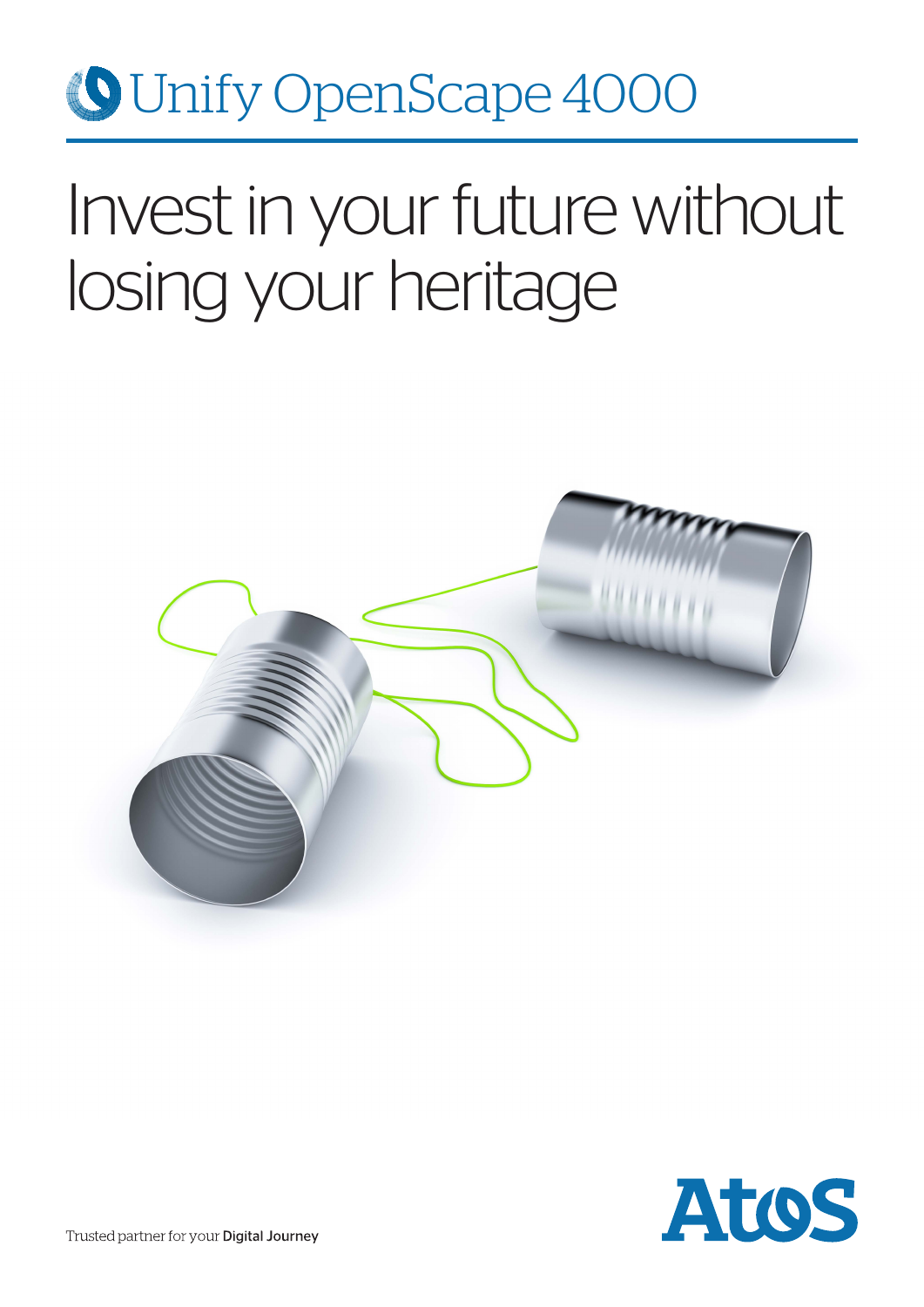Unify OpenScape 4000

# Invest in your future without losing your heritage

Atos

Trusted partner for your **Digital Journey**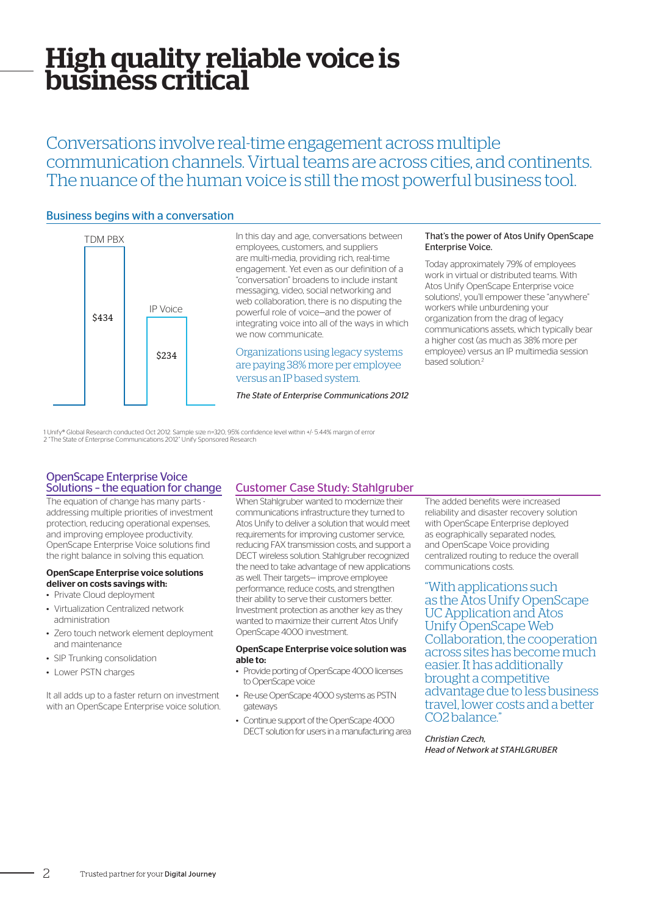# High quality reliable voice is business critical

Conversations involve real-time engagement across multiple communication channels. Virtual teams are across cities, and continents. The nuance of the human voice is still the most powerful business tool.

## Business begins with a conversation

TDM PBX: $434

IP Voice: $234

In this day and age, conversations between employees, customers, and suppliers are multi-media, providing rich, real-time engagement. Yet even as our definition of a "conversation" broadens to include instant messaging, video, social networking and web collaboration, there is no disputing the powerful role of voice—and the power of integrating voice into all of the ways in which we now communicate.

Organizations using legacy systems are paying 38% more per employee versus an IP based system.

*The State of Enterprise Communications 2012*

That's the power of Atos Unify OpenScape Enterprise Voice.

Today approximately 79% of employees work in virtual or distributed teams. With Atos Unify OpenScape Enterprise voice solutions[1], you'll empower these "anywhere" workers while unburdening your organization from the drag of legacy communications assets, which typically bear a higher cost (as much as 38% more per employee) versus an IP multimedia session based solution.[2]

1 Unify® Global Research conducted Oct 2012. Sample size n=320, 95% confidence level within +/- 5.44% margin of error
2 "The State of Enterprise Communications 2012" Unify Sponsored Research

## OpenScape Enterprise Voice Solutions – the equation for change

The equation of change has many parts - addressing multiple priorities of investment protection, reducing operational expenses, and improving employee productivity. OpenScape Enterprise Voice solutions find the right balance in solving this equation.

**OpenScape Enterprise voice solutions deliver on costs savings with:**

- Private Cloud deployment
- Virtualization Centralized network administration
- Zero touch network element deployment and maintenance
- SIP Trunking consolidation
- Lower PSTN charges

It all adds up to a faster return on investment with an OpenScape Enterprise voice solution.

## Customer Case Study: Stahlgruber

When Stahlgruber wanted to modernize their communications infrastructure they turned to Atos Unify to deliver a solution that would meet requirements for improving customer service, reducing FAX transmission costs, and support a DECT wireless solution. Stahlgruber recognized the need to take advantage of new applications as well. Their targets— improve employee performance, reduce costs, and strengthen their ability to serve their customers better. Investment protection as another key as they wanted to maximize their current Atos Unify OpenScape 4000 investment.

**OpenScape Enterprise voice solution was able to:**

- Provide porting of OpenScape 4000 licenses to OpenScape voice
- Re-use OpenScape 4000 systems as PSTN gateways
- Continue support of the OpenScape 4000 DECT solution for users in a manufacturing area

The added benefits were increased reliability and disaster recovery solution with OpenScape Enterprise deployed as eographically separated nodes, and OpenScape Voice providing centralized routing to reduce the overall communications costs.

"With applications such as the Atos Unify OpenScape UC Application and Atos Unify OpenScape Web Collaboration, the cooperation across sites has become much easier. It has additionally brought a competitive advantage due to less business travel, lower costs and a better $CO_2$ balance."

*Christian Czech, Head of Network at STAHLGRUBER*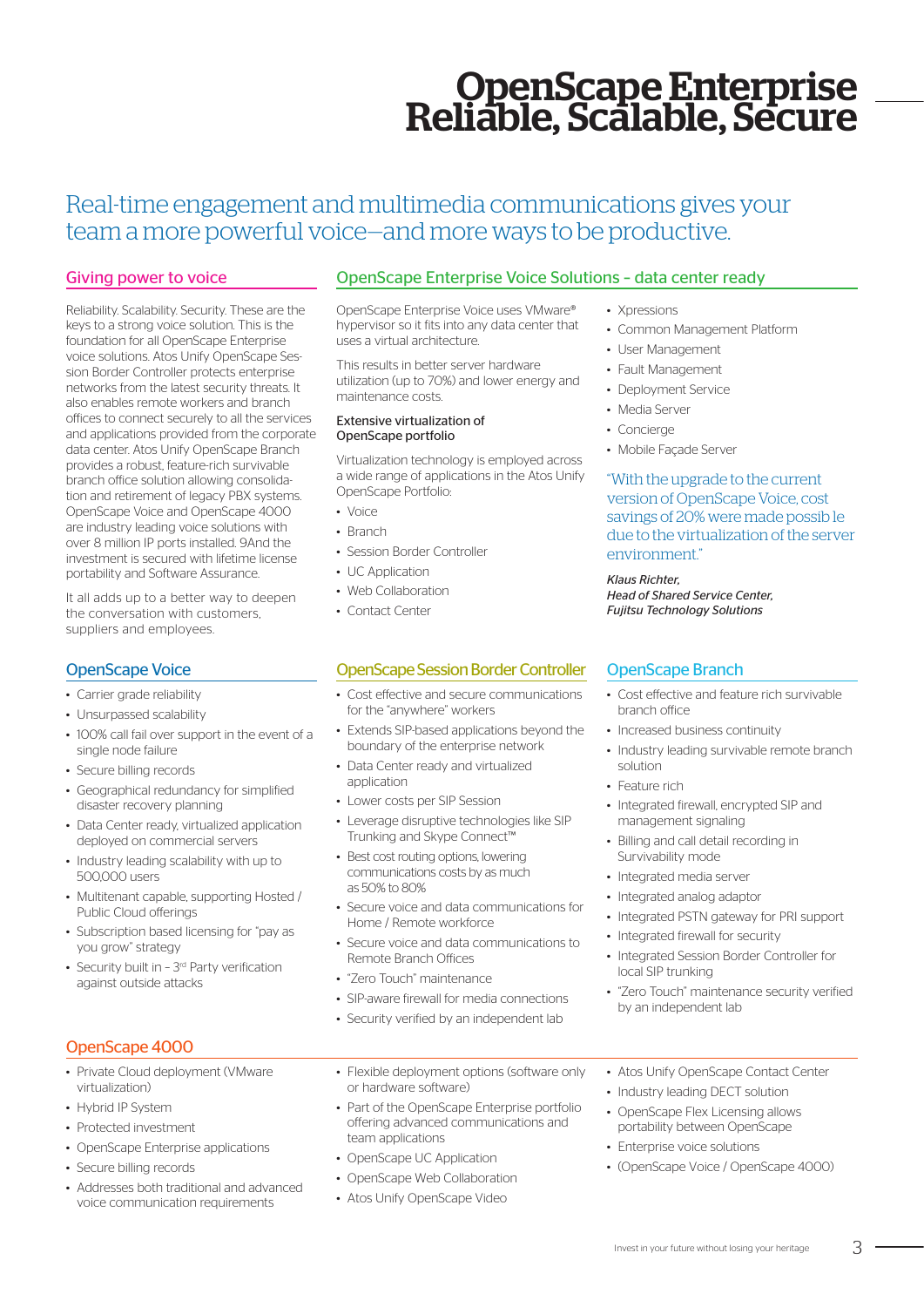# OpenScape Enterprise Reliable, Scalable, Secure

## Real-time engagement and multimedia communications gives your team a more powerful voice—and more ways to be productive.

### Giving power to voice

Reliability. Scalability. Security. These are the keys to a strong voice solution. This is the foundation for all OpenScape Enterprise voice solutions. Atos Unify OpenScape Session Border Controller protects enterprise networks from the latest security threats. It also enables remote workers and branch offices to connect securely to all the services and applications provided from the corporate data center. Atos Unify OpenScape Branch provides a robust, feature-rich survivable branch office solution allowing consolidation and retirement of legacy PBX systems. OpenScape Voice and OpenScape 4000 are industry leading voice solutions with over 8 million IP ports installed. 9And the investment is secured with lifetime license portability and Software Assurance.

It all adds up to a better way to deepen the conversation with customers, suppliers and employees.

### OpenScape Enterprise Voice Solutions – data center ready

OpenScape Enterprise Voice uses VMware® hypervisor so it fits into any data center that uses a virtual architecture.

This results in better server hardware utilization (up to 70%) and lower energy and maintenance costs.

**Extensive virtualization of OpenScape portfolio**

Virtualization technology is employed across a wide range of applications in the Atos Unify OpenScape Portfolio:

- Voice
- Branch
- Session Border Controller
- UC Application
- Web Collaboration
- Contact Center
- Xpressions
- Common Management Platform
- User Management
- Fault Management
- Deployment Service
- Media Server
- Concierge
- Mobile Façade Server

"With the upgrade to the current version of OpenScape Voice, cost savings of 20% were made possib le due to the virtualization of the server environment."

*Klaus Richter,*
*Head of Shared Service Center,*
*Fujitsu Technology Solutions*

### OpenScape Voice

- Carrier grade reliability
- Unsurpassed scalability
- 100% call fail over support in the event of a single node failure
- Secure billing records
- Geographical redundancy for simplified disaster recovery planning
- Data Center ready, virtualized application deployed on commercial servers
- Industry leading scalability with up to 500,000 users
- Multitenant capable, supporting Hosted / Public Cloud offerings
- Subscription based licensing for "pay as you grow" strategy
- Security built in – 3rd Party verification against outside attacks

### OpenScape Session Border Controller

- Cost effective and secure communications for the "anywhere" workers
- Extends SIP-based applications beyond the boundary of the enterprise network
- Data Center ready and virtualized application
- Lower costs per SIP Session
- Leverage disruptive technologies like SIP Trunking and Skype Connect™
- Best cost routing options, lowering communications costs by as much as 50% to 80%
- Secure voice and data communications for Home / Remote workforce
- Secure voice and data communications to Remote Branch Offices
- "Zero Touch" maintenance
- SIP-aware firewall for media connections
- Security verified by an independent lab

### OpenScape Branch

- Cost effective and feature rich survivable branch office
- Increased business continuity
- Industry leading survivable remote branch solution
- Feature rich
- Integrated firewall, encrypted SIP and management signaling
- Billing and call detail recording in Survivability mode
- Integrated media server
- Integrated analog adaptor
- Integrated PSTN gateway for PRI support
- Integrated firewall for security
- Integrated Session Border Controller for local SIP trunking
- "Zero Touch" maintenance security verified by an independent lab

### OpenScape 4000

- Private Cloud deployment (VMware virtualization)
- Hybrid IP System
- Protected investment
- OpenScape Enterprise applications
- Secure billing records
- Addresses both traditional and advanced voice communication requirements
- Flexible deployment options (software only or hardware software)
- Part of the OpenScape Enterprise portfolio offering advanced communications and team applications
- OpenScape UC Application
- OpenScape Web Collaboration
- Atos Unify OpenScape Video
- Atos Unify OpenScape Contact Center
- Industry leading DECT solution
- OpenScape Flex Licensing allows portability between OpenScape
- Enterprise voice solutions
- (OpenScape Voice / OpenScape 4000)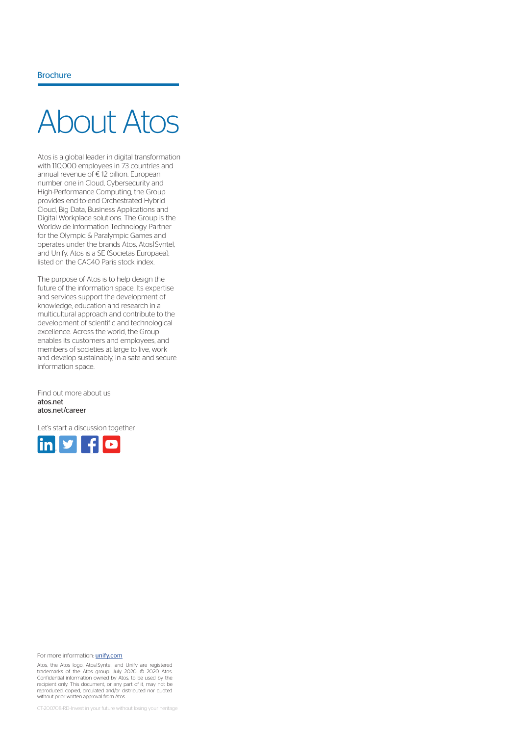Brochure

# About Atos

Atos is a global leader in digital transformation with 110,000 employees in 73 countries and annual revenue of € 12 billion. European number one in Cloud, Cybersecurity and High-Performance Computing, the Group provides end-to-end Orchestrated Hybrid Cloud, Big Data, Business Applications and Digital Workplace solutions. The Group is the Worldwide Information Technology Partner for the Olympic & Paralympic Games and operates under the brands Atos, Atos|Syntel, and Unify. Atos is a SE (Societas Europaea), listed on the CAC40 Paris stock index.

The purpose of Atos is to help design the future of the information space. Its expertise and services support the development of knowledge, education and research in a multicultural approach and contribute to the development of scientific and technological excellence. Across the world, the Group enables its customers and employees, and members of societies at large to live, work and develop sustainably, in a safe and secure information space.

Find out more about us
atos.net
atos.net/career

Let's start a discussion together

For more information: unify.com

Atos, the Atos logo, Atos|Syntel, and Unify are registered trademarks of the Atos group. July 2020. © 2020 Atos. Confidential information owned by Atos, to be used by the recipient only. This document, or any part of it, may not be reproduced, copied, circulated and/or distributed nor quoted without prior written approval from Atos.

CT-200708-RD-Invest in your future without losing your heritage